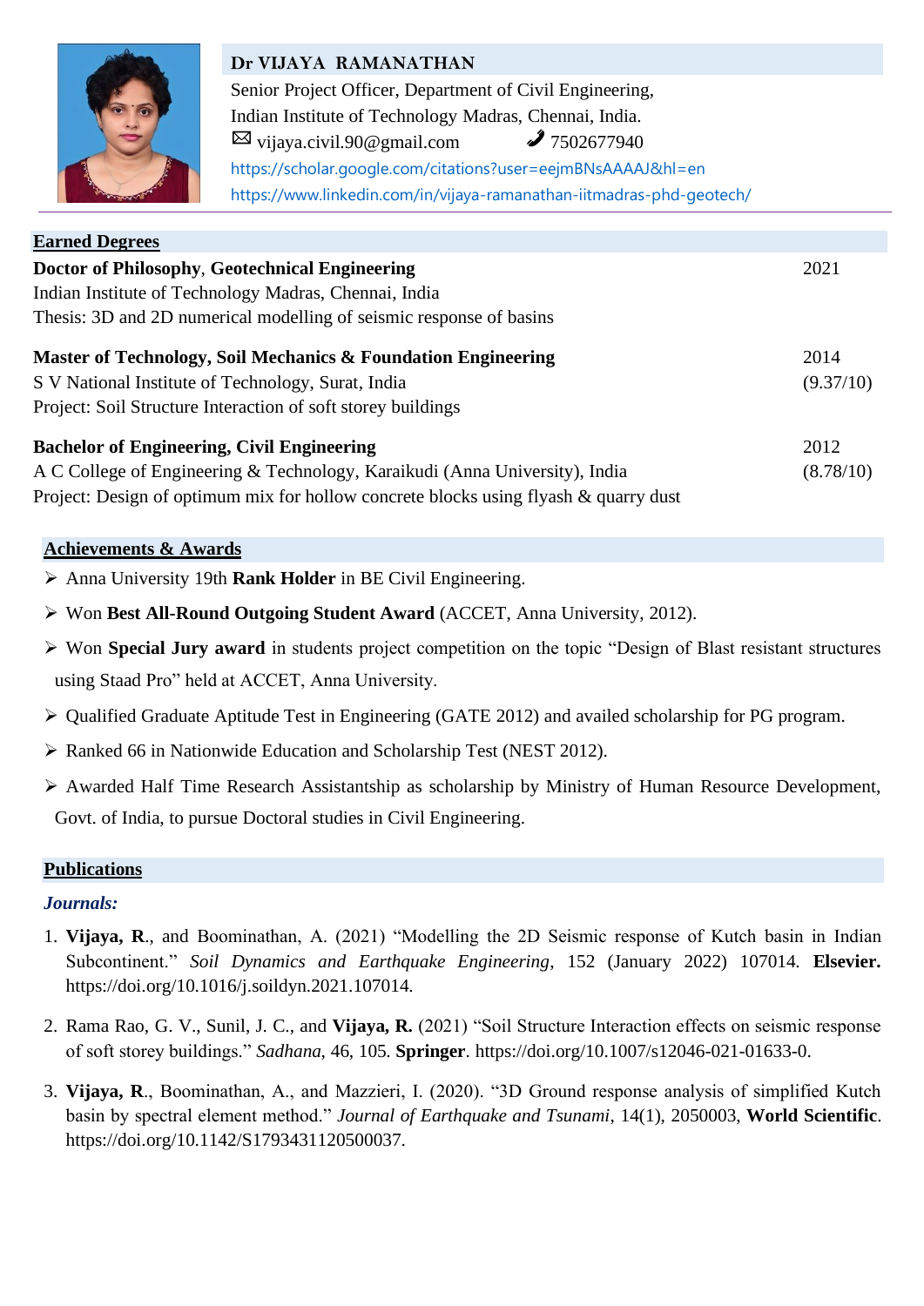# Dr VIJAYA RAMANATHAN

Senior Project Officer, Department of Civil Engineering,
Indian Institute of Technology Madras, Chennai, India.
✉ vijaya.civil.90@gmail.com ✆ 7502677940
https://scholar.google.com/citations?user=eejmBNsAAAAJ&hl=en
https://www.linkedin.com/in/vijaya-ramanathan-iitmadras-phd-geotech/

## Earned Degrees

**Doctor of Philosophy**, **Geotechnical Engineering** — 2021
Indian Institute of Technology Madras, Chennai, India
Thesis: 3D and 2D numerical modelling of seismic response of basins

**Master of Technology, Soil Mechanics & Foundation Engineering** — 2014
S V National Institute of Technology, Surat, India — (9.37/10)
Project: Soil Structure Interaction of soft storey buildings

**Bachelor of Engineering, Civil Engineering** — 2012
A C College of Engineering & Technology, Karaikudi (Anna University), India — (8.78/10)
Project: Design of optimum mix for hollow concrete blocks using flyash & quarry dust

## Achievements & Awards

- Anna University 19th **Rank Holder** in BE Civil Engineering.
- Won **Best All-Round Outgoing Student Award** (ACCET, Anna University, 2012).
- Won **Special Jury award** in students project competition on the topic "Design of Blast resistant structures using Staad Pro" held at ACCET, Anna University.
- Qualified Graduate Aptitude Test in Engineering (GATE 2012) and availed scholarship for PG program.
- Ranked 66 in Nationwide Education and Scholarship Test (NEST 2012).
- Awarded Half Time Research Assistantship as scholarship by Ministry of Human Resource Development, Govt. of India, to pursue Doctoral studies in Civil Engineering.

## Publications

***Journals:***

1. **Vijaya, R**., and Boominathan, A. (2021) "Modelling the 2D Seismic response of Kutch basin in Indian Subcontinent." *Soil Dynamics and Earthquake Engineering*, 152 (January 2022) 107014. **Elsevier.** https://doi.org/10.1016/j.soildyn.2021.107014.

2. Rama Rao, G. V., Sunil, J. C., and **Vijaya, R.** (2021) "Soil Structure Interaction effects on seismic response of soft storey buildings." *Sadhana*, 46, 105. **Springer**. https://doi.org/10.1007/s12046-021-01633-0.

3. **Vijaya, R**., Boominathan, A., and Mazzieri, I. (2020). "3D Ground response analysis of simplified Kutch basin by spectral element method." *Journal of Earthquake and Tsunami*, 14(1), 2050003, **World Scientific**. https://doi.org/10.1142/S1793431120500037.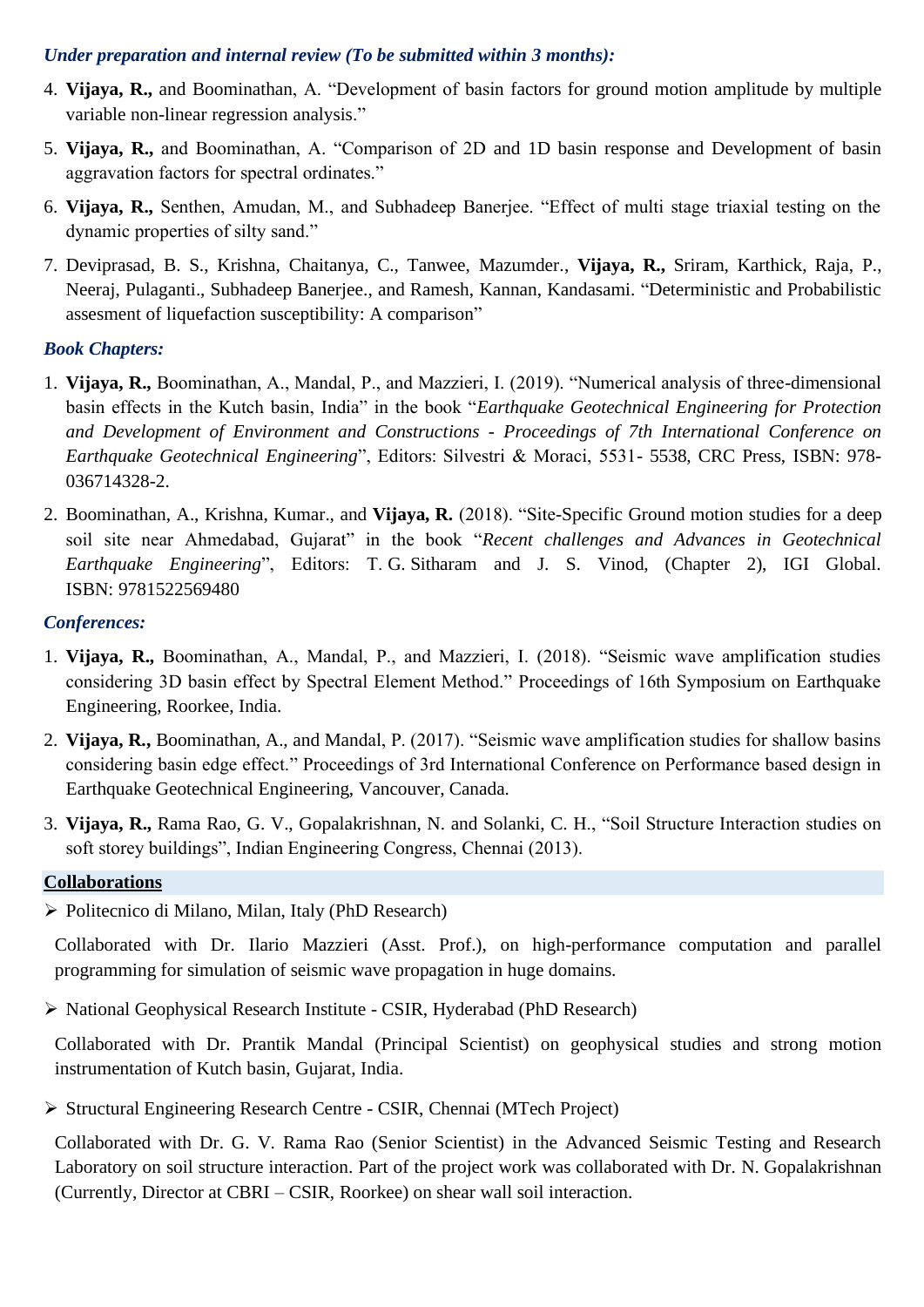***Under preparation and internal review (To be submitted within 3 months):***

4. **Vijaya, R.,** and Boominathan, A. "Development of basin factors for ground motion amplitude by multiple variable non-linear regression analysis."
5. **Vijaya, R.,** and Boominathan, A. "Comparison of 2D and 1D basin response and Development of basin aggravation factors for spectral ordinates."
6. **Vijaya, R.,** Senthen, Amudan, M., and Subhadeep Banerjee. "Effect of multi stage triaxial testing on the dynamic properties of silty sand."
7. Deviprasad, B. S., Krishna, Chaitanya, C., Tanwee, Mazumder., **Vijaya, R.,** Sriram, Karthick, Raja, P., Neeraj, Pulaganti., Subhadeep Banerjee., and Ramesh, Kannan, Kandasami. "Deterministic and Probabilistic assesment of liquefaction susceptibility: A comparison"

***Book Chapters:***

1. **Vijaya, R.,** Boominathan, A., Mandal, P., and Mazzieri, I. (2019). "Numerical analysis of three-dimensional basin effects in the Kutch basin, India" in the book "*Earthquake Geotechnical Engineering for Protection and Development of Environment and Constructions - Proceedings of 7th International Conference on Earthquake Geotechnical Engineering*", Editors: Silvestri & Moraci, 5531- 5538, CRC Press, ISBN: 978-036714328-2.
2. Boominathan, A., Krishna, Kumar., and **Vijaya, R.** (2018). "Site-Specific Ground motion studies for a deep soil site near Ahmedabad, Gujarat" in the book "*Recent challenges and Advances in Geotechnical Earthquake Engineering*", Editors: T. G. Sitharam and J. S. Vinod, (Chapter 2), IGI Global. ISBN: 9781522569480

***Conferences:***

1. **Vijaya, R.,** Boominathan, A., Mandal, P., and Mazzieri, I. (2018). "Seismic wave amplification studies considering 3D basin effect by Spectral Element Method." Proceedings of 16th Symposium on Earthquake Engineering, Roorkee, India.
2. **Vijaya, R.,** Boominathan, A., and Mandal, P. (2017). "Seismic wave amplification studies for shallow basins considering basin edge effect." Proceedings of 3rd International Conference on Performance based design in Earthquake Geotechnical Engineering, Vancouver, Canada.
3. **Vijaya, R.,** Rama Rao, G. V., Gopalakrishnan, N. and Solanki, C. H., "Soil Structure Interaction studies on soft storey buildings", Indian Engineering Congress, Chennai (2013).

## Collaborations

- Politecnico di Milano, Milan, Italy (PhD Research)

  Collaborated with Dr. Ilario Mazzieri (Asst. Prof.), on high-performance computation and parallel programming for simulation of seismic wave propagation in huge domains.

- National Geophysical Research Institute - CSIR, Hyderabad (PhD Research)

  Collaborated with Dr. Prantik Mandal (Principal Scientist) on geophysical studies and strong motion instrumentation of Kutch basin, Gujarat, India.

- Structural Engineering Research Centre - CSIR, Chennai (MTech Project)

  Collaborated with Dr. G. V. Rama Rao (Senior Scientist) in the Advanced Seismic Testing and Research Laboratory on soil structure interaction. Part of the project work was collaborated with Dr. N. Gopalakrishnan (Currently, Director at CBRI – CSIR, Roorkee) on shear wall soil interaction.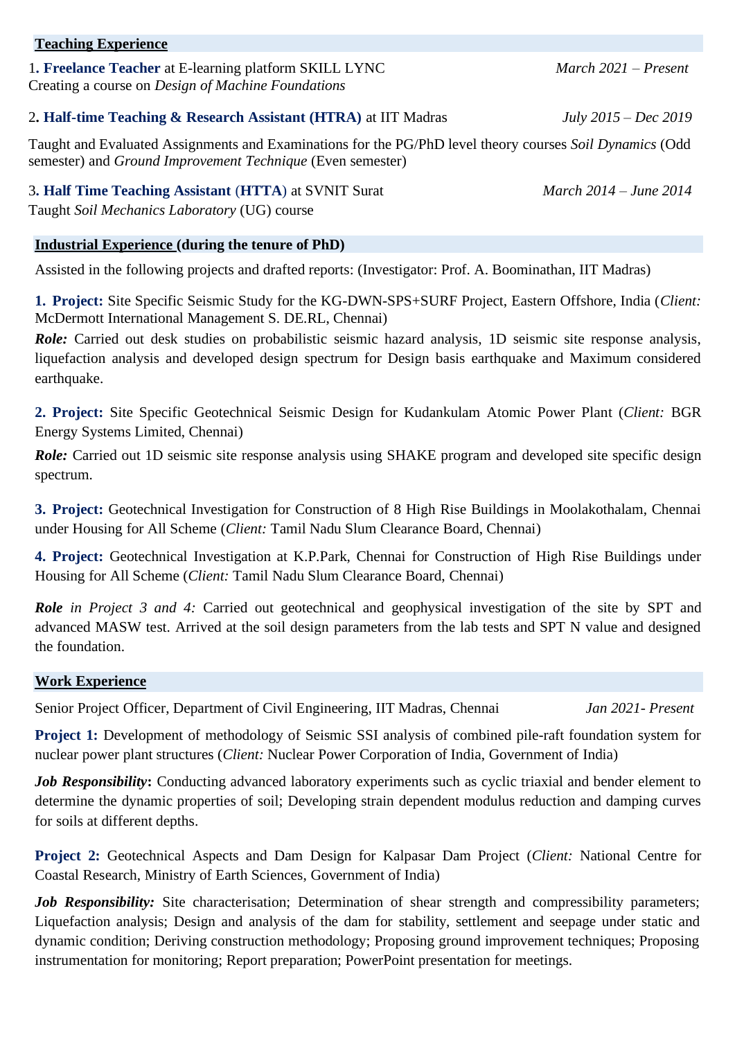## Teaching Experience

1. **Freelance Teacher** at E-learning platform SKILL LYNC *March 2021 – Present*
Creating a course on *Design of Machine Foundations*

2. **Half-time Teaching & Research Assistant (HTRA)** at IIT Madras *July 2015 – Dec 2019*

Taught and Evaluated Assignments and Examinations for the PG/PhD level theory courses *Soil Dynamics* (Odd semester) and *Ground Improvement Technique* (Even semester)

3. **Half Time Teaching Assistant** (**HTTA**) at SVNIT Surat *March 2014 – June 2014*
Taught *Soil Mechanics Laboratory* (UG) course

## Industrial Experience (during the tenure of PhD)

Assisted in the following projects and drafted reports: (Investigator: Prof. A. Boominathan, IIT Madras)

**1. Project:** Site Specific Seismic Study for the KG-DWN-SPS+SURF Project, Eastern Offshore, India (*Client:* McDermott International Management S. DE.RL, Chennai)

***Role:*** Carried out desk studies on probabilistic seismic hazard analysis, 1D seismic site response analysis, liquefaction analysis and developed design spectrum for Design basis earthquake and Maximum considered earthquake.

**2. Project:** Site Specific Geotechnical Seismic Design for Kudankulam Atomic Power Plant (*Client:* BGR Energy Systems Limited, Chennai)

***Role:*** Carried out 1D seismic site response analysis using SHAKE program and developed site specific design spectrum.

**3. Project:** Geotechnical Investigation for Construction of 8 High Rise Buildings in Moolakothalam, Chennai under Housing for All Scheme (*Client:* Tamil Nadu Slum Clearance Board, Chennai)

**4. Project:** Geotechnical Investigation at K.P.Park, Chennai for Construction of High Rise Buildings under Housing for All Scheme (*Client:* Tamil Nadu Slum Clearance Board, Chennai)

***Role*** *in Project 3 and 4:* Carried out geotechnical and geophysical investigation of the site by SPT and advanced MASW test. Arrived at the soil design parameters from the lab tests and SPT N value and designed the foundation.

## Work Experience

Senior Project Officer, Department of Civil Engineering, IIT Madras, Chennai *Jan 2021- Present*

**Project 1:** Development of methodology of Seismic SSI analysis of combined pile-raft foundation system for nuclear power plant structures (*Client:* Nuclear Power Corporation of India, Government of India)

***Job Responsibility*****:** Conducting advanced laboratory experiments such as cyclic triaxial and bender element to determine the dynamic properties of soil; Developing strain dependent modulus reduction and damping curves for soils at different depths.

**Project 2:** Geotechnical Aspects and Dam Design for Kalpasar Dam Project (*Client:* National Centre for Coastal Research, Ministry of Earth Sciences, Government of India)

***Job Responsibility:*** Site characterisation; Determination of shear strength and compressibility parameters; Liquefaction analysis; Design and analysis of the dam for stability, settlement and seepage under static and dynamic condition; Deriving construction methodology; Proposing ground improvement techniques; Proposing instrumentation for monitoring; Report preparation; PowerPoint presentation for meetings.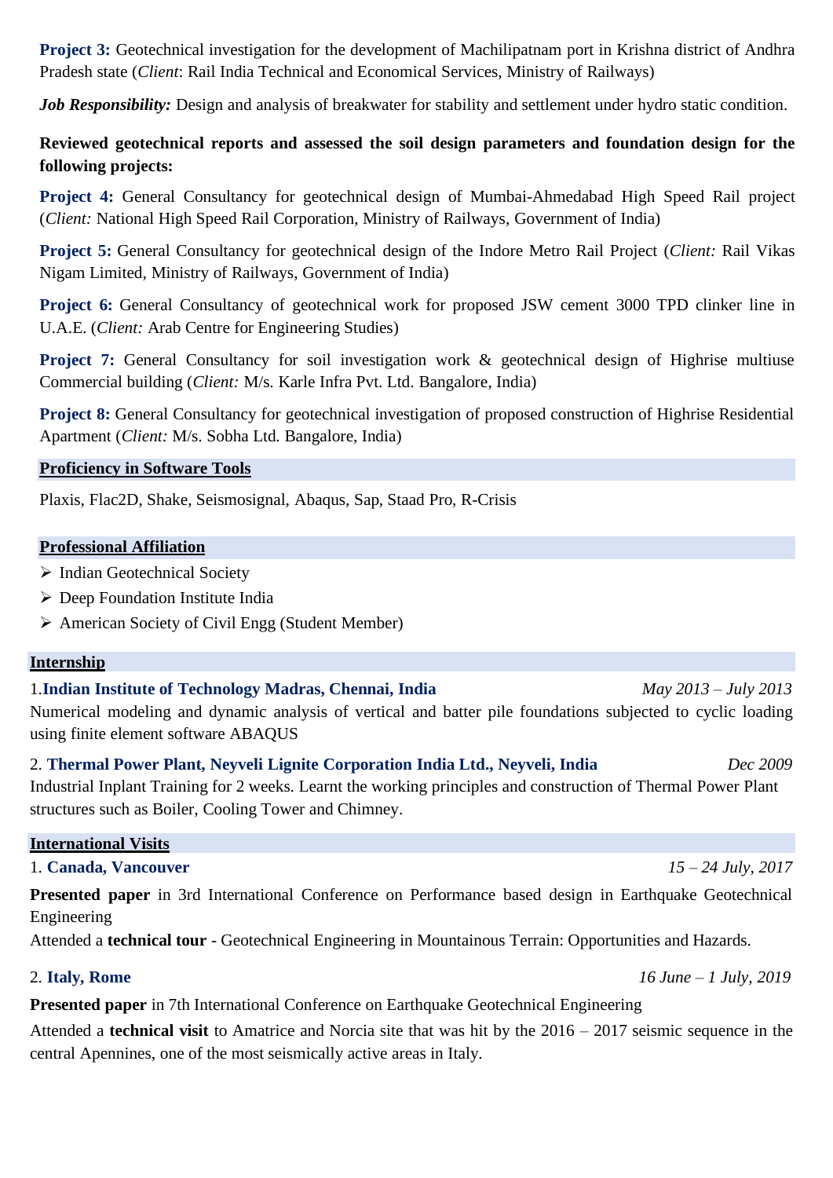**Project 3:** Geotechnical investigation for the development of Machilipatnam port in Krishna district of Andhra Pradesh state (*Client*: Rail India Technical and Economical Services, Ministry of Railways)

***Job Responsibility:*** Design and analysis of breakwater for stability and settlement under hydro static condition.

**Reviewed geotechnical reports and assessed the soil design parameters and foundation design for the following projects:**

**Project 4:** General Consultancy for geotechnical design of Mumbai-Ahmedabad High Speed Rail project (*Client:* National High Speed Rail Corporation, Ministry of Railways, Government of India)

**Project 5:** General Consultancy for geotechnical design of the Indore Metro Rail Project (*Client:* Rail Vikas Nigam Limited, Ministry of Railways, Government of India)

**Project 6:** General Consultancy of geotechnical work for proposed JSW cement 3000 TPD clinker line in U.A.E. (*Client:* Arab Centre for Engineering Studies)

**Project 7:** General Consultancy for soil investigation work & geotechnical design of Highrise multiuse Commercial building (*Client:* M/s. Karle Infra Pvt. Ltd. Bangalore, India)

**Project 8:** General Consultancy for geotechnical investigation of proposed construction of Highrise Residential Apartment (*Client:* M/s. Sobha Ltd. Bangalore, India)

## Proficiency in Software Tools

Plaxis, Flac2D, Shake, Seismosignal, Abaqus, Sap, Staad Pro, R-Crisis

## Professional Affiliation

- Indian Geotechnical Society
- Deep Foundation Institute India
- American Society of Civil Engg (Student Member)

## Internship

1. **Indian Institute of Technology Madras, Chennai, India** — *May 2013 – July 2013*
Numerical modeling and dynamic analysis of vertical and batter pile foundations subjected to cyclic loading using finite element software ABAQUS

2. **Thermal Power Plant, Neyveli Lignite Corporation India Ltd., Neyveli, India** — *Dec 2009*
Industrial Inplant Training for 2 weeks. Learnt the working principles and construction of Thermal Power Plant structures such as Boiler, Cooling Tower and Chimney.

## International Visits

1. **Canada, Vancouver** — *15 – 24 July, 2017*

**Presented paper** in 3rd International Conference on Performance based design in Earthquake Geotechnical Engineering

Attended a **technical tour** - Geotechnical Engineering in Mountainous Terrain: Opportunities and Hazards.

2. **Italy, Rome** — *16 June – 1 July, 2019*

**Presented paper** in 7th International Conference on Earthquake Geotechnical Engineering

Attended a **technical visit** to Amatrice and Norcia site that was hit by the 2016 – 2017 seismic sequence in the central Apennines, one of the most seismically active areas in Italy.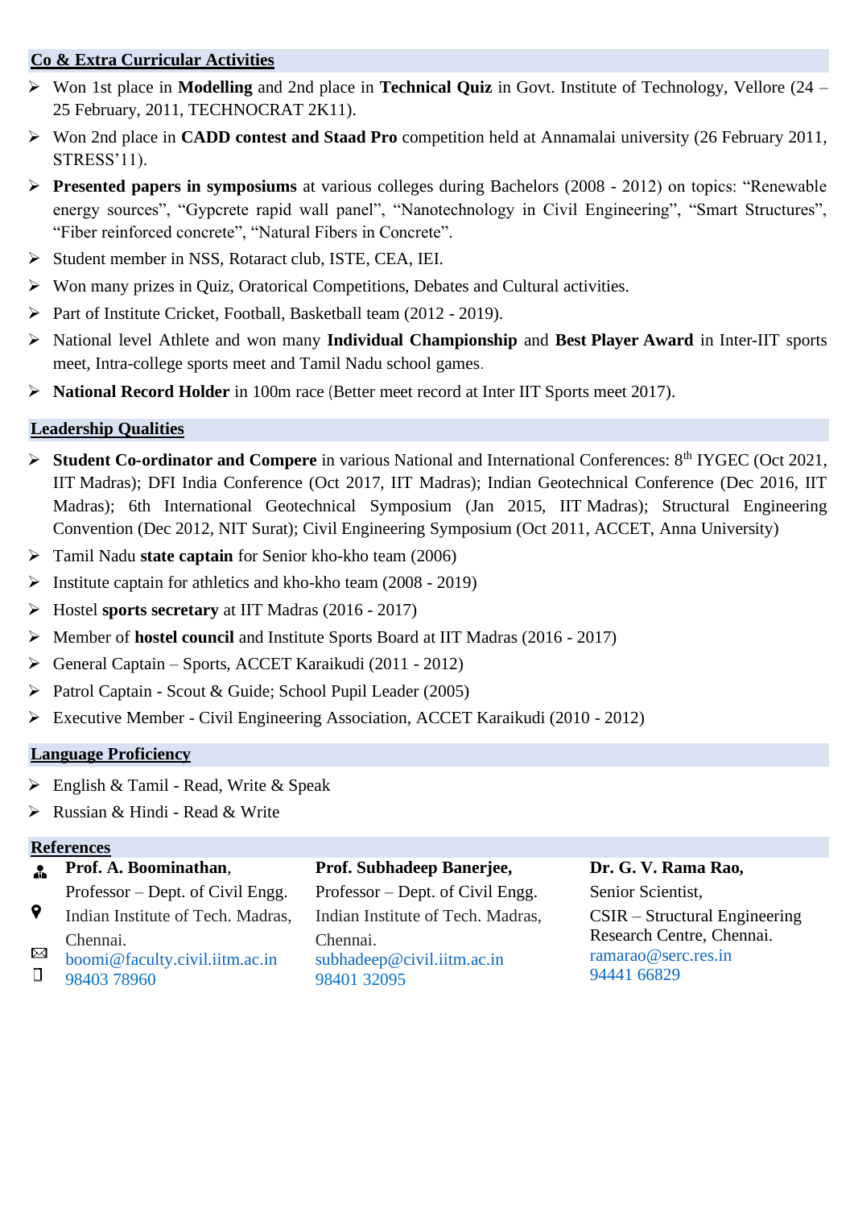## Co & Extra Curricular Activities

- Won 1st place in **Modelling** and 2nd place in **Technical Quiz** in Govt. Institute of Technology, Vellore (24 – 25 February, 2011, TECHNOCRAT 2K11).
- Won 2nd place in **CADD contest and Staad Pro** competition held at Annamalai university (26 February 2011, STRESS'11).
- **Presented papers in symposiums** at various colleges during Bachelors (2008 - 2012) on topics: "Renewable energy sources", "Gypcrete rapid wall panel", "Nanotechnology in Civil Engineering", "Smart Structures", "Fiber reinforced concrete", "Natural Fibers in Concrete".
- Student member in NSS, Rotaract club, ISTE, CEA, IEI.
- Won many prizes in Quiz, Oratorical Competitions, Debates and Cultural activities.
- Part of Institute Cricket, Football, Basketball team (2012 - 2019).
- National level Athlete and won many **Individual Championship** and **Best Player Award** in Inter-IIT sports meet, Intra-college sports meet and Tamil Nadu school games.
- **National Record Holder** in 100m race (Better meet record at Inter IIT Sports meet 2017).

## Leadership Qualities

- **Student Co-ordinator and Compere** in various National and International Conferences: 8th IYGEC (Oct 2021, IIT Madras); DFI India Conference (Oct 2017, IIT Madras); Indian Geotechnical Conference (Dec 2016, IIT Madras); 6th International Geotechnical Symposium (Jan 2015, IIT Madras); Structural Engineering Convention (Dec 2012, NIT Surat); Civil Engineering Symposium (Oct 2011, ACCET, Anna University)
- Tamil Nadu **state captain** for Senior kho-kho team (2006)
- Institute captain for athletics and kho-kho team (2008 - 2019)
- Hostel **sports secretary** at IIT Madras (2016 - 2017)
- Member of **hostel council** and Institute Sports Board at IIT Madras (2016 - 2017)
- General Captain – Sports, ACCET Karaikudi (2011 - 2012)
- Patrol Captain - Scout & Guide; School Pupil Leader (2005)
- Executive Member - Civil Engineering Association, ACCET Karaikudi (2010 - 2012)

## Language Proficiency

- English & Tamil - Read, Write & Speak
- Russian & Hindi - Read & Write

## References

**Prof. A. Boominathan**,
Professor – Dept. of Civil Engg.
Indian Institute of Tech. Madras, Chennai.
boomi@faculty.civil.iitm.ac.in
98403 78960

**Prof. Subhadeep Banerjee,**
Professor – Dept. of Civil Engg.
Indian Institute of Tech. Madras, Chennai.
subhadeep@civil.iitm.ac.in
98401 32095

**Dr. G. V. Rama Rao,**
Senior Scientist,
CSIR – Structural Engineering Research Centre, Chennai.
ramarao@serc.res.in
94441 66829